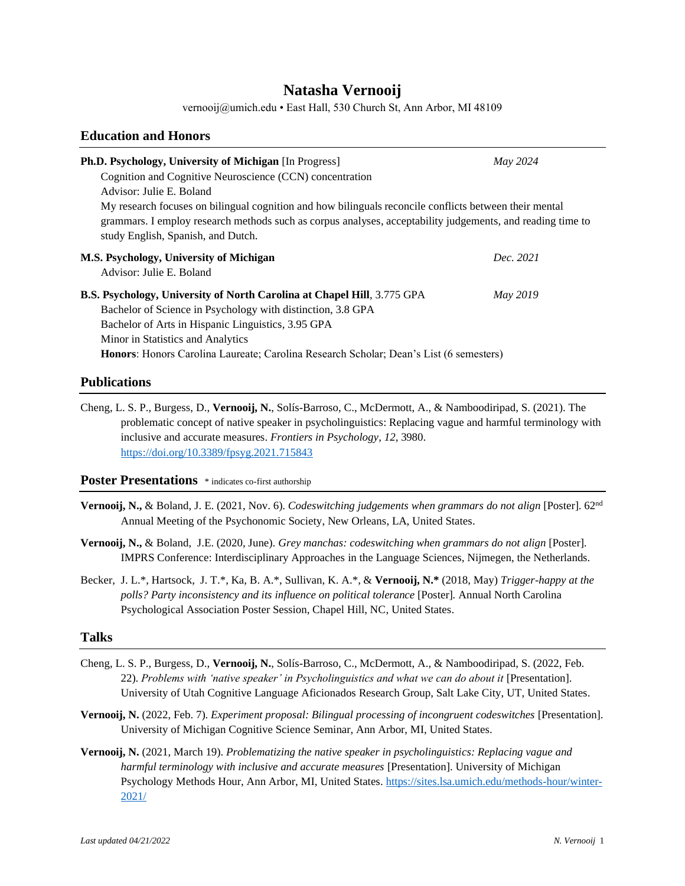# Natasha Vernooij

vernooij@umich.edu • East Hall, 530 Church St, Ann Arbor, MI 48109

## Education and Honors

**Ph.D. Psychology, University of Michigan** [In Progress] *May 2024*

Cognition and Cognitive Neuroscience (CCN) concentration

Advisor: Julie E. Boland

My research focuses on bilingual cognition and how bilinguals reconcile conflicts between their mental grammars. I employ research methods such as corpus analyses, acceptability judgements, and reading time to study English, Spanish, and Dutch.

**M.S. Psychology, University of Michigan** *Dec. 2021*

Advisor: Julie E. Boland

**B.S. Psychology, University of North Carolina at Chapel Hill**, 3.775 GPA *May 2019*

Bachelor of Science in Psychology with distinction, 3.8 GPA

Bachelor of Arts in Hispanic Linguistics, 3.95 GPA

Minor in Statistics and Analytics

**Honors**: Honors Carolina Laureate; Carolina Research Scholar; Dean's List (6 semesters)

## Publications

Cheng, L. S. P., Burgess, D., **Vernooij, N.**, Solís-Barroso, C., McDermott, A., & Namboodiripad, S. (2021). The problematic concept of native speaker in psycholinguistics: Replacing vague and harmful terminology with inclusive and accurate measures. *Frontiers in Psychology*, *12*, 3980. https://doi.org/10.3389/fpsyg.2021.715843

## Poster Presentations

\* indicates co-first authorship

**Vernooij, N.,** & Boland, J. E. (2021, Nov. 6). *Codeswitching judgements when grammars do not align* [Poster]. 62nd Annual Meeting of the Psychonomic Society, New Orleans, LA, United States.

**Vernooij, N.,** & Boland, J.E. (2020, June). *Grey manchas: codeswitching when grammars do not align* [Poster]. IMPRS Conference: Interdisciplinary Approaches in the Language Sciences, Nijmegen, the Netherlands.

Becker, J. L.*, Hartsock, J. T.*, Ka, B. A.*, Sullivan, K. A.*, & **Vernooij, N.*** (2018, May) *Trigger-happy at the polls? Party inconsistency and its influence on political tolerance* [Poster]. Annual North Carolina Psychological Association Poster Session, Chapel Hill, NC, United States.

## Talks

Cheng, L. S. P., Burgess, D., **Vernooij, N.**, Solís-Barroso, C., McDermott, A., & Namboodiripad, S. (2022, Feb. 22). *Problems with 'native speaker' in Psycholinguistics and what we can do about it* [Presentation]. University of Utah Cognitive Language Aficionados Research Group, Salt Lake City, UT, United States.

**Vernooij, N.** (2022, Feb. 7). *Experiment proposal: Bilingual processing of incongruent codeswitches* [Presentation]. University of Michigan Cognitive Science Seminar, Ann Arbor, MI, United States.

**Vernooij, N.** (2021, March 19). *Problematizing the native speaker in psycholinguistics: Replacing vague and harmful terminology with inclusive and accurate measures* [Presentation]. University of Michigan Psychology Methods Hour, Ann Arbor, MI, United States. https://sites.lsa.umich.edu/methods-hour/winter-2021/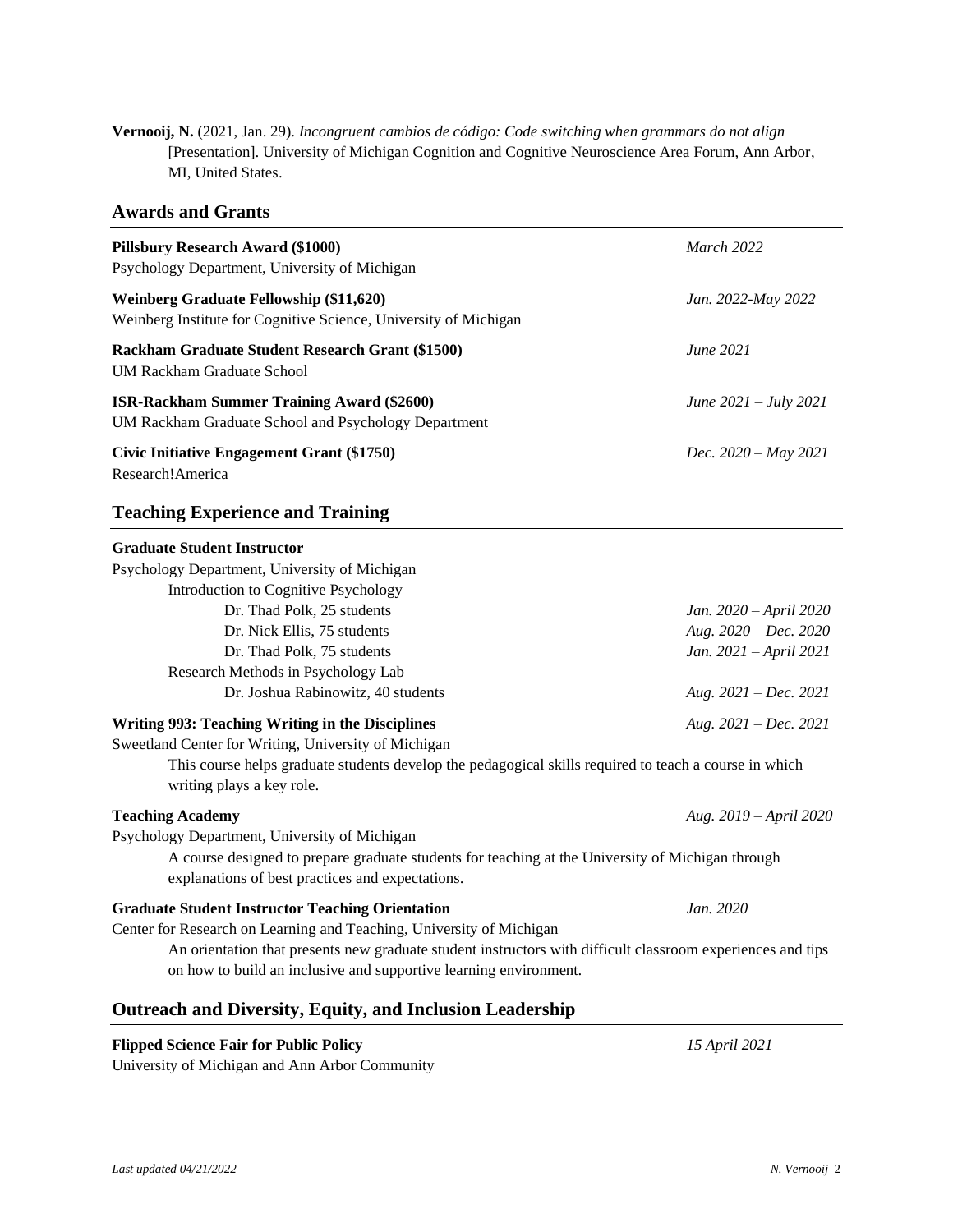**Vernooij, N.** (2021, Jan. 29). *Incongruent cambios de código: Code switching when grammars do not align* [Presentation]. University of Michigan Cognition and Cognitive Neuroscience Area Forum, Ann Arbor, MI, United States.

## Awards and Grants

**Pillsbury Research Award ($1000)** — *March 2022*
Psychology Department, University of Michigan

**Weinberg Graduate Fellowship ($11,620)** — *Jan. 2022-May 2022*
Weinberg Institute for Cognitive Science, University of Michigan

**Rackham Graduate Student Research Grant ($1500)** — *June 2021*
UM Rackham Graduate School

**ISR-Rackham Summer Training Award ($2600)** — *June 2021 – July 2021*
UM Rackham Graduate School and Psychology Department

**Civic Initiative Engagement Grant ($1750)** — *Dec. 2020 – May 2021*
Research!America

## Teaching Experience and Training

**Graduate Student Instructor**
Psychology Department, University of Michigan
- Introduction to Cognitive Psychology
  - Dr. Thad Polk, 25 students — *Jan. 2020 – April 2020*
  - Dr. Nick Ellis, 75 students — *Aug. 2020 – Dec. 2020*
  - Dr. Thad Polk, 75 students — *Jan. 2021 – April 2021*
- Research Methods in Psychology Lab
  - Dr. Joshua Rabinowitz, 40 students — *Aug. 2021 – Dec. 2021*

**Writing 993: Teaching Writing in the Disciplines** — *Aug. 2021 – Dec. 2021*
Sweetland Center for Writing, University of Michigan
This course helps graduate students develop the pedagogical skills required to teach a course in which writing plays a key role.

**Teaching Academy** — *Aug. 2019 – April 2020*
Psychology Department, University of Michigan
A course designed to prepare graduate students for teaching at the University of Michigan through explanations of best practices and expectations.

**Graduate Student Instructor Teaching Orientation** — *Jan. 2020*
Center for Research on Learning and Teaching, University of Michigan
An orientation that presents new graduate student instructors with difficult classroom experiences and tips on how to build an inclusive and supportive learning environment.

## Outreach and Diversity, Equity, and Inclusion Leadership

**Flipped Science Fair for Public Policy** — *15 April 2021*
University of Michigan and Ann Arbor Community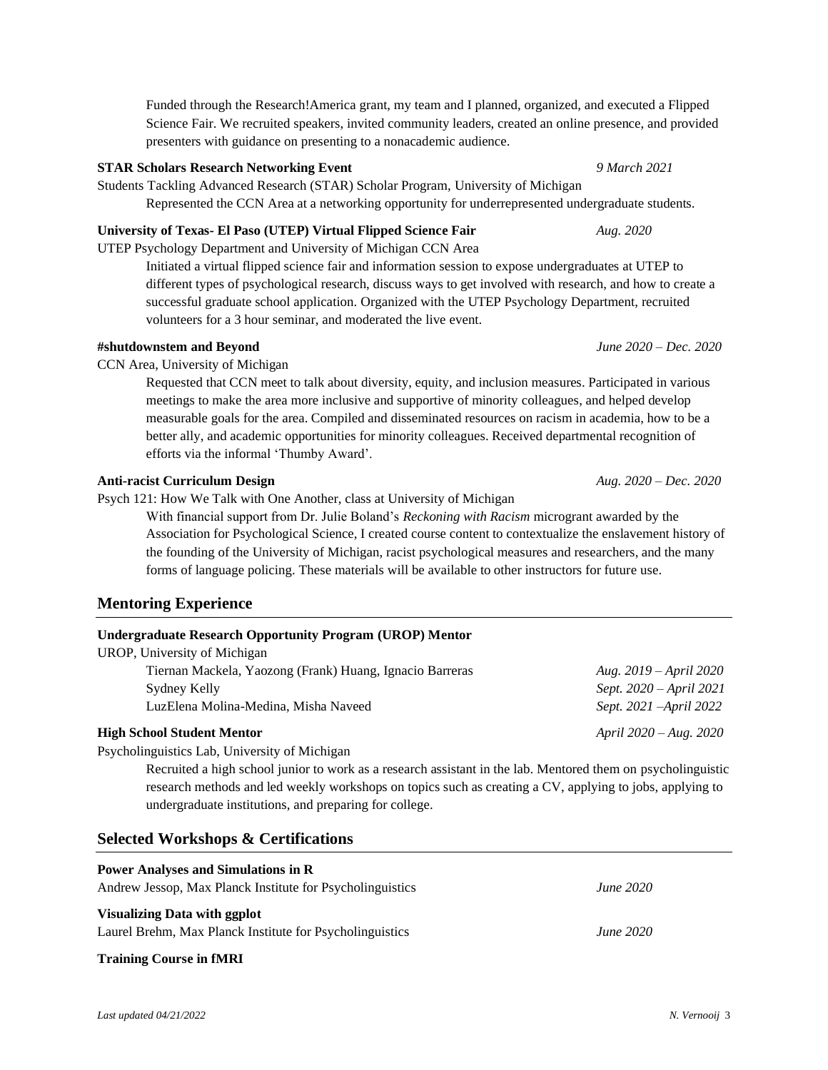Funded through the Research!America grant, my team and I planned, organized, and executed a Flipped Science Fair. We recruited speakers, invited community leaders, created an online presence, and provided presenters with guidance on presenting to a nonacademic audience.

**STAR Scholars Research Networking Event** *9 March 2021*
Students Tackling Advanced Research (STAR) Scholar Program, University of Michigan
Represented the CCN Area at a networking opportunity for underrepresented undergraduate students.

**University of Texas- El Paso (UTEP) Virtual Flipped Science Fair** *Aug. 2020*
UTEP Psychology Department and University of Michigan CCN Area
Initiated a virtual flipped science fair and information session to expose undergraduates at UTEP to different types of psychological research, discuss ways to get involved with research, and how to create a successful graduate school application. Organized with the UTEP Psychology Department, recruited volunteers for a 3 hour seminar, and moderated the live event.

**#shutdownstem and Beyond** *June 2020 – Dec. 2020*
CCN Area, University of Michigan
Requested that CCN meet to talk about diversity, equity, and inclusion measures. Participated in various meetings to make the area more inclusive and supportive of minority colleagues, and helped develop measurable goals for the area. Compiled and disseminated resources on racism in academia, how to be a better ally, and academic opportunities for minority colleagues. Received departmental recognition of efforts via the informal 'Thumby Award'.

**Anti-racist Curriculum Design** *Aug. 2020 – Dec. 2020*
Psych 121: How We Talk with One Another, class at University of Michigan
With financial support from Dr. Julie Boland's *Reckoning with Racism* microgrant awarded by the Association for Psychological Science, I created course content to contextualize the enslavement history of the founding of the University of Michigan, racist psychological measures and researchers, and the many forms of language policing. These materials will be available to other instructors for future use.

## Mentoring Experience

**Undergraduate Research Opportunity Program (UROP) Mentor**
UROP, University of Michigan
Tiernan Mackela, Yaozong (Frank) Huang, Ignacio Barreras *Aug. 2019 – April 2020*
Sydney Kelly *Sept. 2020 – April 2021*
LuzElena Molina-Medina, Misha Naveed *Sept. 2021 –April 2022*

**High School Student Mentor** *April 2020 – Aug. 2020*
Psycholinguistics Lab, University of Michigan
Recruited a high school junior to work as a research assistant in the lab. Mentored them on psycholinguistic research methods and led weekly workshops on topics such as creating a CV, applying to jobs, applying to undergraduate institutions, and preparing for college.

## Selected Workshops & Certifications

**Power Analyses and Simulations in R**
Andrew Jessop, Max Planck Institute for Psycholinguistics *June 2020*

**Visualizing Data with ggplot**
Laurel Brehm, Max Planck Institute for Psycholinguistics *June 2020*

**Training Course in fMRI**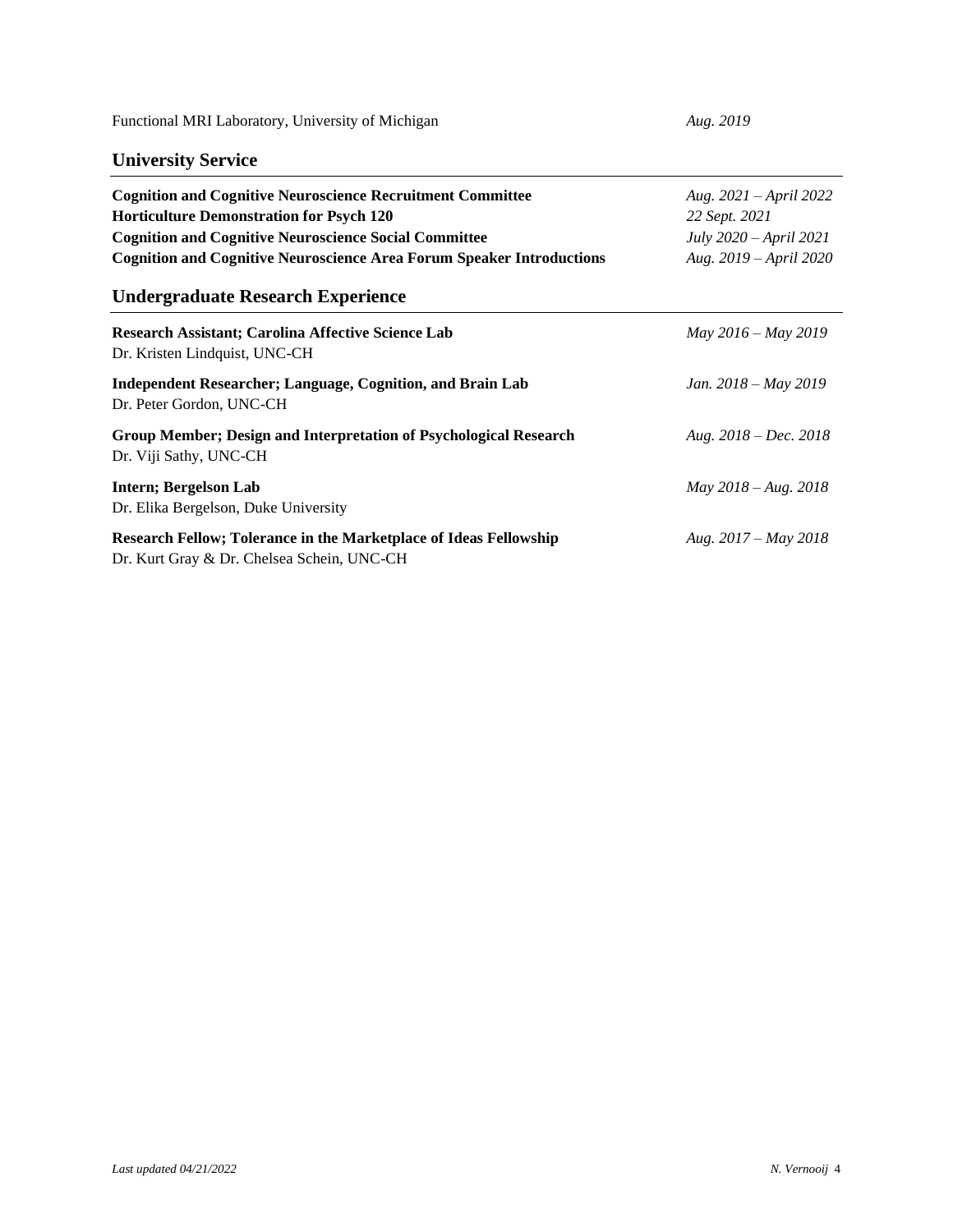Functional MRI Laboratory, University of Michigan *Aug. 2019*

## University Service

**Cognition and Cognitive Neuroscience Recruitment Committee** *Aug. 2021 – April 2022*
**Horticulture Demonstration for Psych 120** *22 Sept. 2021*
**Cognition and Cognitive Neuroscience Social Committee** *July 2020 – April 2021*
**Cognition and Cognitive Neuroscience Area Forum Speaker Introductions** *Aug. 2019 – April 2020*

## Undergraduate Research Experience

**Research Assistant; Carolina Affective Science Lab** *May 2016 – May 2019*
Dr. Kristen Lindquist, UNC-CH

**Independent Researcher; Language, Cognition, and Brain Lab** *Jan. 2018 – May 2019*
Dr. Peter Gordon, UNC-CH

**Group Member; Design and Interpretation of Psychological Research** *Aug. 2018 – Dec. 2018*
Dr. Viji Sathy, UNC-CH

**Intern; Bergelson Lab** *May 2018 – Aug. 2018*
Dr. Elika Bergelson, Duke University

**Research Fellow; Tolerance in the Marketplace of Ideas Fellowship** *Aug. 2017 – May 2018*
Dr. Kurt Gray & Dr. Chelsea Schein, UNC-CH